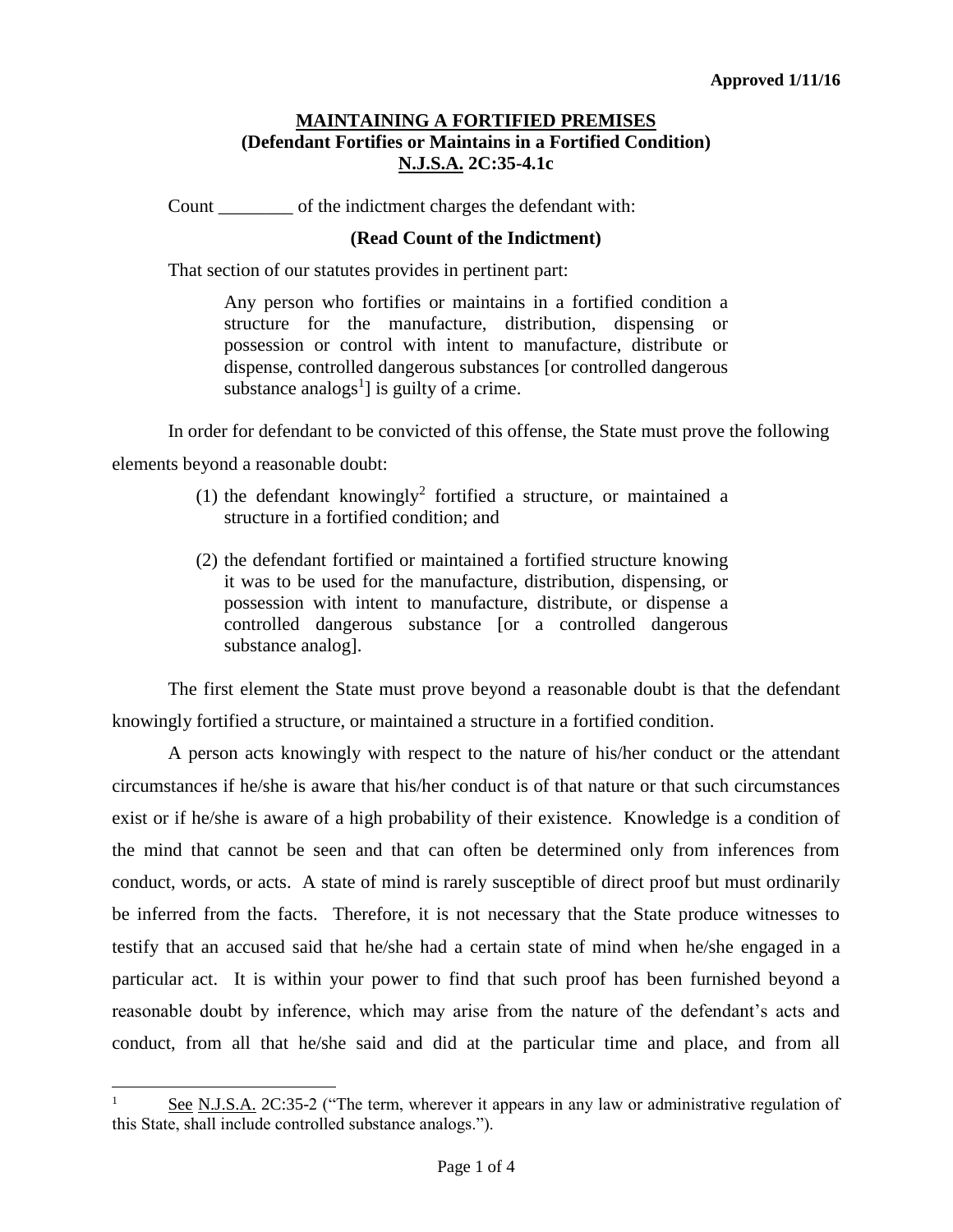**Approved 1/11/16**

## MAINTAINING A FORTIFIED PREMISES
### (Defendant Fortifies or Maintains in a Fortified Condition)
### N.J.S.A. 2C:35-4.1c

Count ________ of the indictment charges the defendant with:

**(Read Count of the Indictment)**

That section of our statutes provides in pertinent part:

> Any person who fortifies or maintains in a fortified condition a structure for the manufacture, distribution, dispensing or possession or control with intent to manufacture, distribute or dispense, controlled dangerous substances [or controlled dangerous substance analogs[1]] is guilty of a crime.

In order for defendant to be convicted of this offense, the State must prove the following elements beyond a reasonable doubt:

> (1) the defendant knowingly[2] fortified a structure, or maintained a structure in a fortified condition; and
>
> (2) the defendant fortified or maintained a fortified structure knowing it was to be used for the manufacture, distribution, dispensing, or possession with intent to manufacture, distribute, or dispense a controlled dangerous substance [or a controlled dangerous substance analog].

The first element the State must prove beyond a reasonable doubt is that the defendant knowingly fortified a structure, or maintained a structure in a fortified condition.

A person acts knowingly with respect to the nature of his/her conduct or the attendant circumstances if he/she is aware that his/her conduct is of that nature or that such circumstances exist or if he/she is aware of a high probability of their existence. Knowledge is a condition of the mind that cannot be seen and that can often be determined only from inferences from conduct, words, or acts. A state of mind is rarely susceptible of direct proof but must ordinarily be inferred from the facts. Therefore, it is not necessary that the State produce witnesses to testify that an accused said that he/she had a certain state of mind when he/she engaged in a particular act. It is within your power to find that such proof has been furnished beyond a reasonable doubt by inference, which may arise from the nature of the defendant's acts and conduct, from all that he/she said and did at the particular time and place, and from all

---

[1] See N.J.S.A. 2C:35-2 ("The term, wherever it appears in any law or administrative regulation of this State, shall include controlled substance analogs.").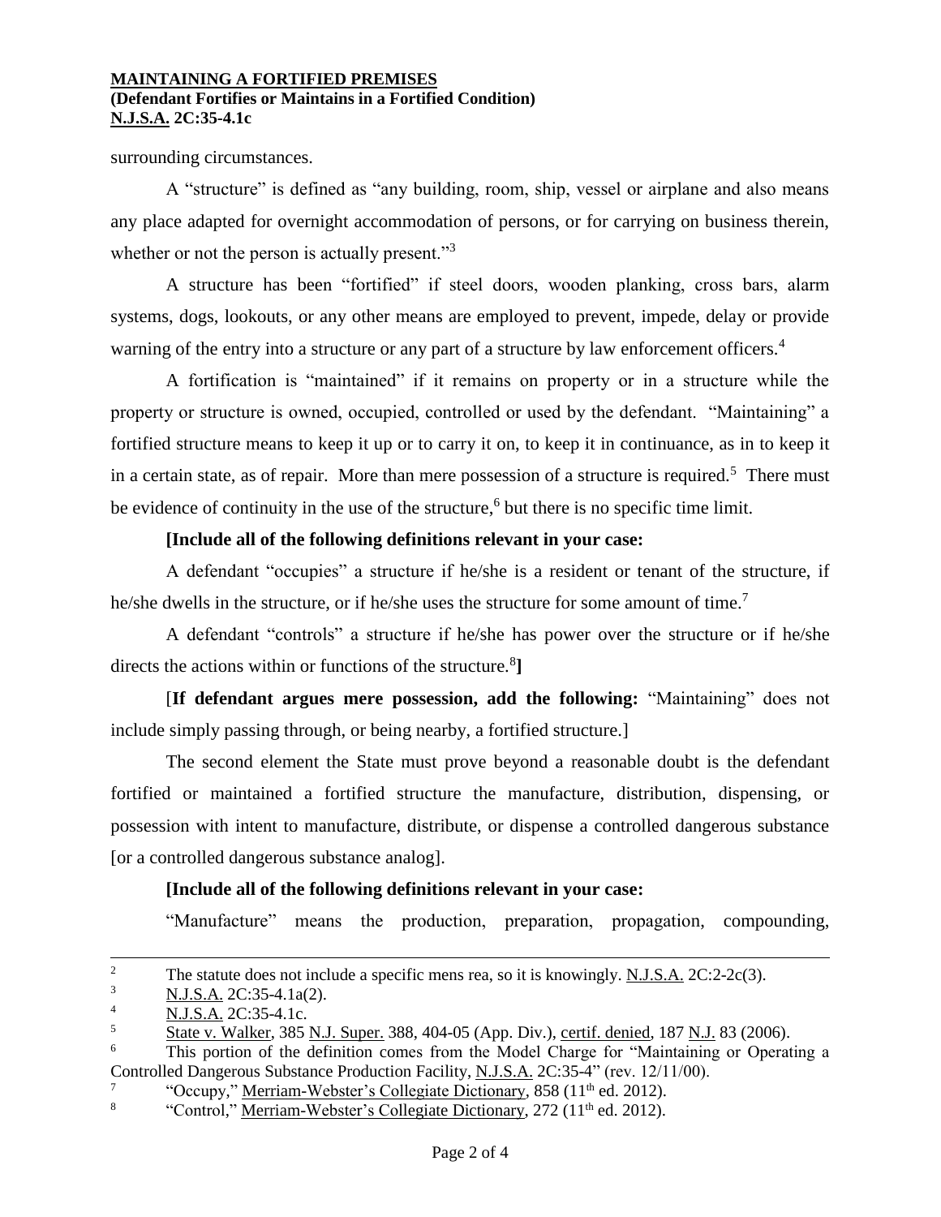surrounding circumstances.

A "structure" is defined as "any building, room, ship, vessel or airplane and also means any place adapted for overnight accommodation of persons, or for carrying on business therein, whether or not the person is actually present."[3]

A structure has been "fortified" if steel doors, wooden planking, cross bars, alarm systems, dogs, lookouts, or any other means are employed to prevent, impede, delay or provide warning of the entry into a structure or any part of a structure by law enforcement officers.[4]

A fortification is "maintained" if it remains on property or in a structure while the property or structure is owned, occupied, controlled or used by the defendant. "Maintaining" a fortified structure means to keep it up or to carry it on, to keep it in continuance, as in to keep it in a certain state, as of repair. More than mere possession of a structure is required.[5] There must be evidence of continuity in the use of the structure,[6] but there is no specific time limit.

**[Include all of the following definitions relevant in your case:**

A defendant "occupies" a structure if he/she is a resident or tenant of the structure, if he/she dwells in the structure, or if he/she uses the structure for some amount of time.[7]

A defendant "controls" a structure if he/she has power over the structure or if he/she directs the actions within or functions of the structure.[8]**]**

[**If defendant argues mere possession, add the following:** "Maintaining" does not include simply passing through, or being nearby, a fortified structure.]

The second element the State must prove beyond a reasonable doubt is the defendant fortified or maintained a fortified structure the manufacture, distribution, dispensing, or possession with intent to manufacture, distribute, or dispense a controlled dangerous substance [or a controlled dangerous substance analog].

**[Include all of the following definitions relevant in your case:**

"Manufacture" means the production, preparation, propagation, compounding,

---

2 The statute does not include a specific mens rea, so it is knowingly. N.J.S.A. 2C:2-2c(3).

3 N.J.S.A. 2C:35-4.1a(2).

4 N.J.S.A. 2C:35-4.1c.

5 State v. Walker, 385 N.J. Super. 388, 404-05 (App. Div.), certif. denied, 187 N.J. 83 (2006).

6 This portion of the definition comes from the Model Charge for "Maintaining or Operating a Controlled Dangerous Substance Production Facility, N.J.S.A. 2C:35-4" (rev. 12/11/00).

7 "Occupy," Merriam-Webster's Collegiate Dictionary, 858 (11th ed. 2012).

8 "Control," Merriam-Webster's Collegiate Dictionary, 272 (11th ed. 2012).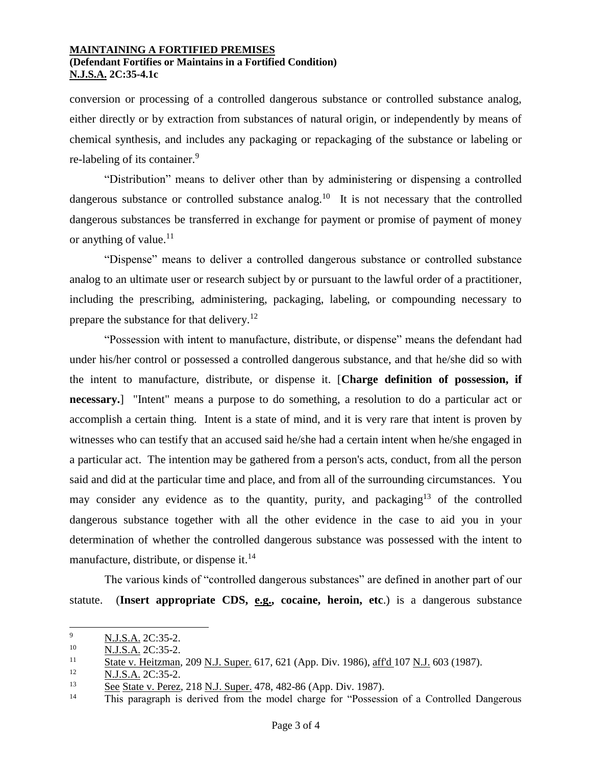conversion or processing of a controlled dangerous substance or controlled substance analog, either directly or by extraction from substances of natural origin, or independently by means of chemical synthesis, and includes any packaging or repackaging of the substance or labeling or re-labeling of its container.[9]

"Distribution" means to deliver other than by administering or dispensing a controlled dangerous substance or controlled substance analog.[10] It is not necessary that the controlled dangerous substances be transferred in exchange for payment or promise of payment of money or anything of value.[11]

"Dispense" means to deliver a controlled dangerous substance or controlled substance analog to an ultimate user or research subject by or pursuant to the lawful order of a practitioner, including the prescribing, administering, packaging, labeling, or compounding necessary to prepare the substance for that delivery.[12]

"Possession with intent to manufacture, distribute, or dispense" means the defendant had under his/her control or possessed a controlled dangerous substance, and that he/she did so with the intent to manufacture, distribute, or dispense it. [**Charge definition of possession, if necessary.**] "Intent" means a purpose to do something, a resolution to do a particular act or accomplish a certain thing. Intent is a state of mind, and it is very rare that intent is proven by witnesses who can testify that an accused said he/she had a certain intent when he/she engaged in a particular act. The intention may be gathered from a person's acts, conduct, from all the person said and did at the particular time and place, and from all of the surrounding circumstances. You may consider any evidence as to the quantity, purity, and packaging[13] of the controlled dangerous substance together with all the other evidence in the case to aid you in your determination of whether the controlled dangerous substance was possessed with the intent to manufacture, distribute, or dispense it.[14]

The various kinds of "controlled dangerous substances" are defined in another part of our statute. (**Insert appropriate CDS, e.g., cocaine, heroin, etc**.) is a dangerous substance

---

[9] N.J.S.A. 2C:35-2.

[10] N.J.S.A. 2C:35-2.

[11] State v. Heitzman, 209 N.J. Super. 617, 621 (App. Div. 1986), aff'd 107 N.J. 603 (1987).

[12] N.J.S.A. 2C:35-2.

[13] See State v. Perez, 218 N.J. Super. 478, 482-86 (App. Div. 1987).

[14] This paragraph is derived from the model charge for "Possession of a Controlled Dangerous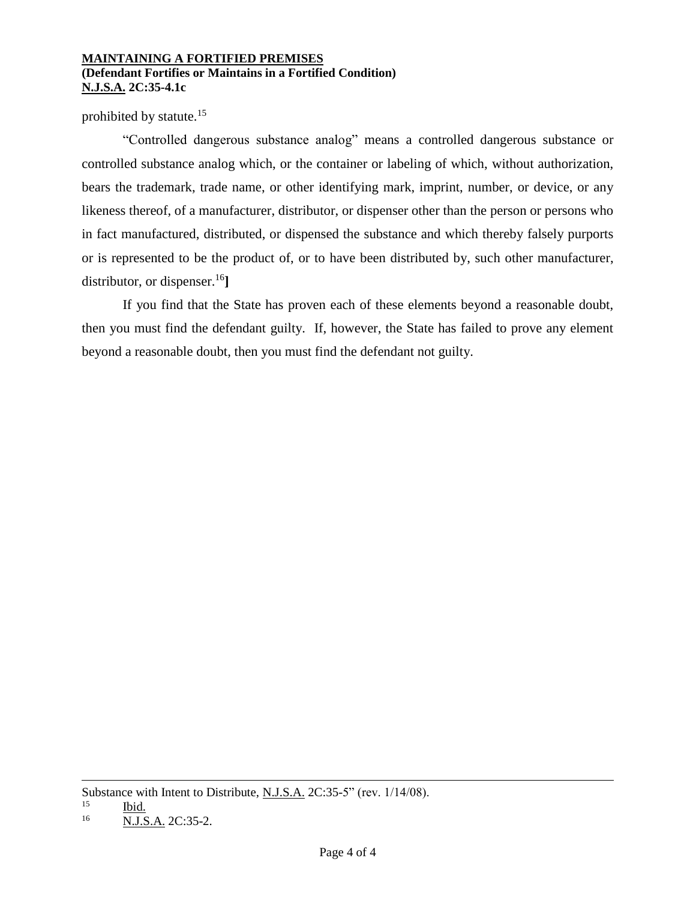prohibited by statute.[15]

"Controlled dangerous substance analog" means a controlled dangerous substance or controlled substance analog which, or the container or labeling of which, without authorization, bears the trademark, trade name, or other identifying mark, imprint, number, or device, or any likeness thereof, of a manufacturer, distributor, or dispenser other than the person or persons who in fact manufactured, distributed, or dispensed the substance and which thereby falsely purports or is represented to be the product of, or to have been distributed by, such other manufacturer, distributor, or dispenser.[16]**]**

If you find that the State has proven each of these elements beyond a reasonable doubt, then you must find the defendant guilty. If, however, the State has failed to prove any element beyond a reasonable doubt, then you must find the defendant not guilty.

---

Substance with Intent to Distribute, N.J.S.A. 2C:35-5" (rev. 1/14/08).

[15] Ibid.

[16] N.J.S.A. 2C:35-2.